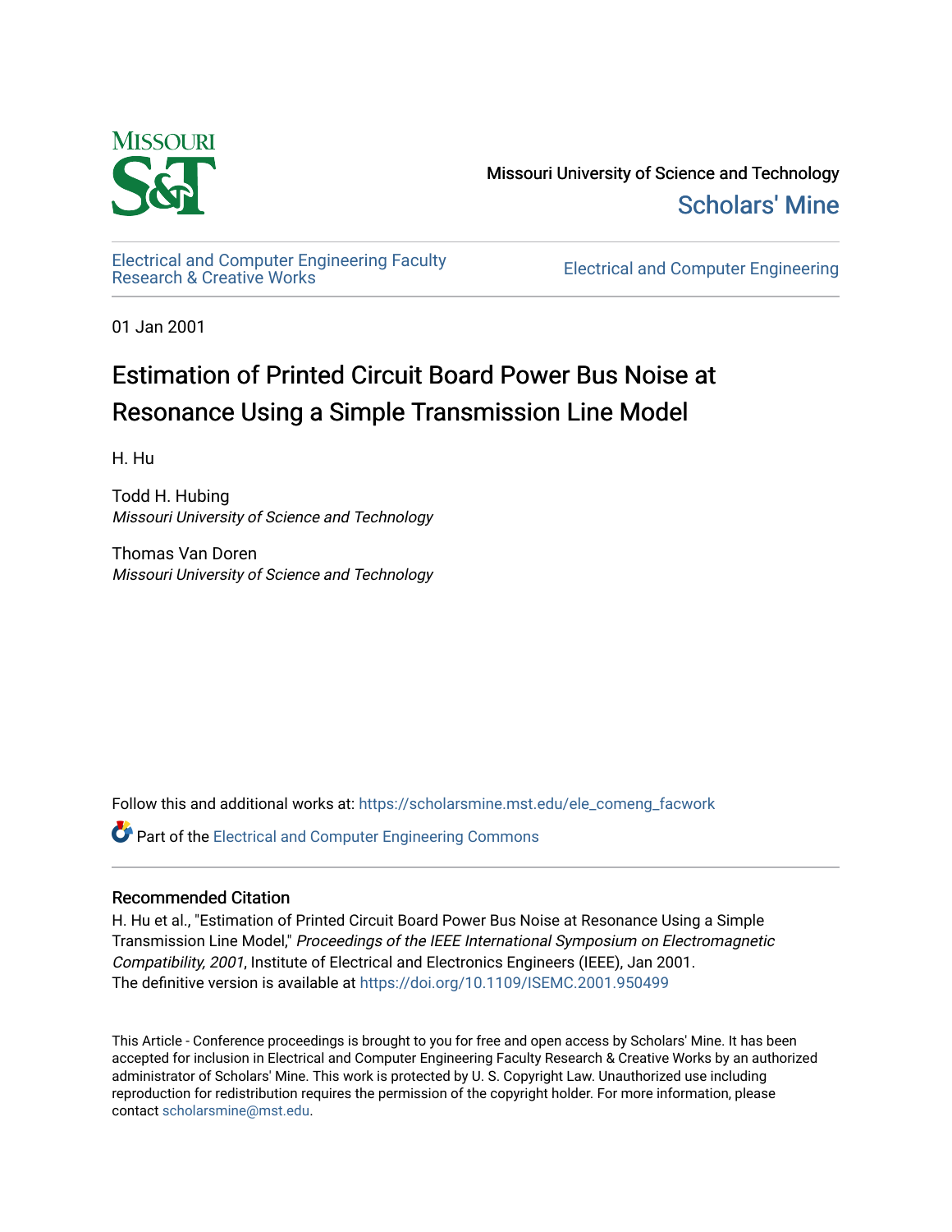Missouri University of Science and Technology

Scholars' Mine

Electrical and Computer Engineering Faculty Research & Creative Works

Electrical and Computer Engineering

01 Jan 2001

# Estimation of Printed Circuit Board Power Bus Noise at Resonance Using a Simple Transmission Line Model

H. Hu

Todd H. Hubing
*Missouri University of Science and Technology*

Thomas Van Doren
*Missouri University of Science and Technology*

Follow this and additional works at: https://scholarsmine.mst.edu/ele_comeng_facwork

Part of the Electrical and Computer Engineering Commons

## Recommended Citation

H. Hu et al., "Estimation of Printed Circuit Board Power Bus Noise at Resonance Using a Simple Transmission Line Model," *Proceedings of the IEEE International Symposium on Electromagnetic Compatibility, 2001*, Institute of Electrical and Electronics Engineers (IEEE), Jan 2001.
The definitive version is available at https://doi.org/10.1109/ISEMC.2001.950499

This Article - Conference proceedings is brought to you for free and open access by Scholars' Mine. It has been accepted for inclusion in Electrical and Computer Engineering Faculty Research & Creative Works by an authorized administrator of Scholars' Mine. This work is protected by U. S. Copyright Law. Unauthorized use including reproduction for redistribution requires the permission of the copyright holder. For more information, please contact scholarsmine@mst.edu.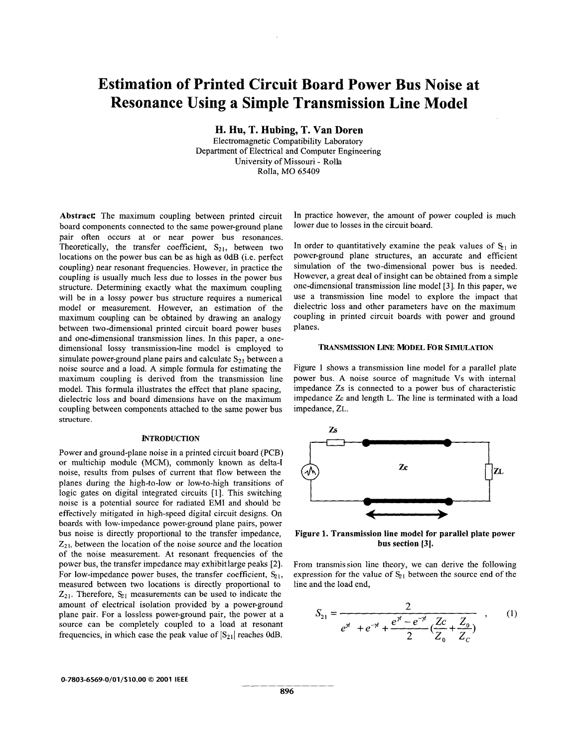# Estimation of Printed Circuit Board Power Bus Noise at Resonance Using a Simple Transmission Line Model

**H. Hu, T. Hubing, T. Van Doren**

Electromagnetic Compatibility Laboratory
Department of Electrical and Computer Engineering
University of Missouri - Rolla
Rolla, MO 65409

**Abstract:** The maximum coupling between printed circuit board components connected to the same power-ground plane pair often occurs at or near power bus resonances. Theoretically, the transfer coefficient, $S_{21}$, between two locations on the power bus can be as high as 0dB (i.e. perfect coupling) near resonant frequencies. However, in practice the coupling is usually much less due to losses in the power bus structure. Determining exactly what the maximum coupling will be in a lossy power bus structure requires a numerical model or measurement. However, an estimation of the maximum coupling can be obtained by drawing an analogy between two-dimensional printed circuit board power buses and one-dimensional transmission lines. In this paper, a one-dimensional lossy transmission-line model is employed to simulate power-ground plane pairs and calculate $S_{21}$ between a noise source and a load. A simple formula for estimating the maximum coupling is derived from the transmission line model. This formula illustrates the effect that plane spacing, dielectric loss and board dimensions have on the maximum coupling between components attached to the same power bus structure.

## INTRODUCTION

Power and ground-plane noise in a printed circuit board (PCB) or multichip module (MCM), commonly known as delta-I noise, results from pulses of current that flow between the planes during the high-to-low or low-to-high transitions of logic gates on digital integrated circuits [1]. This switching noise is a potential source for radiated EMI and should be effectively mitigated in high-speed digital circuit designs. On boards with low-impedance power-ground plane pairs, power bus noise is directly proportional to the transfer impedance, $Z_{21}$, between the location of the noise source and the location of the noise measurement. At resonant frequencies of the power bus, the transfer impedance may exhibit large peaks [2]. For low-impedance power buses, the transfer coefficient, $S_{21}$, measured between two locations is directly proportional to $Z_{21}$. Therefore, $S_{21}$ measurements can be used to indicate the amount of electrical isolation provided by a power-ground plane pair. For a lossless power-ground pair, the power at a source can be completely coupled to a load at resonant frequencies, in which case the peak value of $|S_{21}|$ reaches 0dB. In practice however, the amount of power coupled is much lower due to losses in the circuit board.

In order to quantitatively examine the peak values of $S_{21}$ in power-ground plane structures, an accurate and efficient simulation of the two-dimensional power bus is needed. However, a great deal of insight can be obtained from a simple one-dimensional transmission line model [3]. In this paper, we use a transmission line model to explore the impact that dielectric loss and other parameters have on the maximum coupling in printed circuit boards with power and ground planes.

## TRANSMISSION LINE MODEL FOR SIMULATION

Figure 1 shows a transmission line model for a parallel plate power bus. A noise source of magnitude Vs with internal impedance Zs is connected to a power bus of characteristic impedance Zc and length L. The line is terminated with a load impedance, ZL.

Zs

Zc

ZL

**Figure 1. Transmission line model for parallel plate power bus section [3].**

From transmission line theory, we can derive the following expression for the value of $S_{21}$ between the source end of the line and the load end,

$$S_{21} = \frac{2}{e^{\gamma l} + e^{-\gamma l} + \frac{e^{\gamma l} - e^{-\gamma l}}{2}\left(\frac{Zc}{Z_0} + \frac{Z_0}{Z_C}\right)} \quad , \qquad (1)$$

0-7803-6569-0/01/$10.00 © 2001 IEEE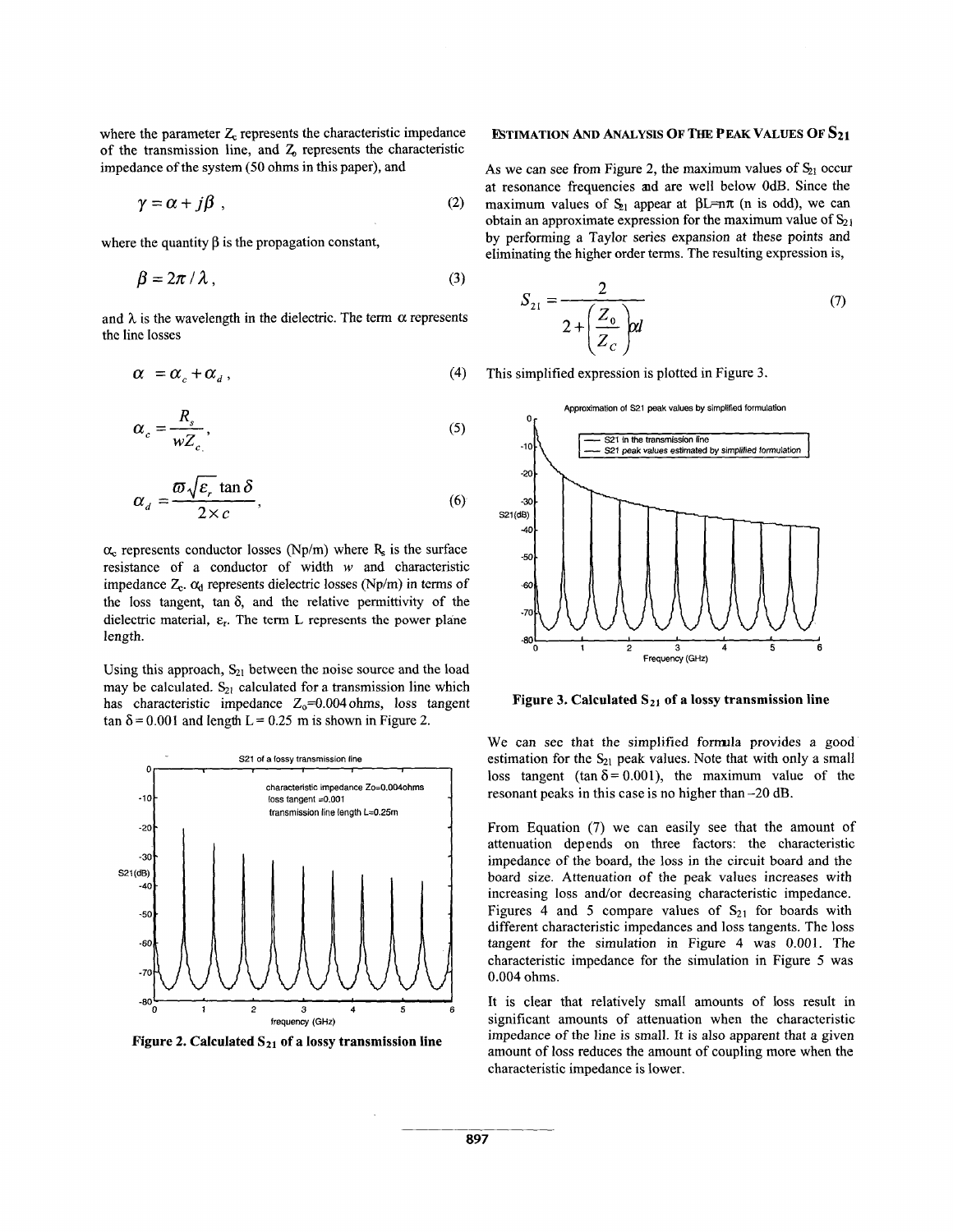where the parameter $Z_c$ represents the characteristic impedance of the transmission line, and $Z_o$ represents the characteristic impedance of the system (50 ohms in this paper), and

$$\gamma = \alpha + j\beta \,, \tag{2}$$

where the quantity $\beta$ is the propagation constant,

$$\beta = 2\pi / \lambda \,, \tag{3}$$

and $\lambda$ is the wavelength in the dielectric. The term $\alpha$ represents the line losses

$$\alpha = \alpha_c + \alpha_d \,, \tag{4}$$

$$\alpha_c = \frac{R_s}{wZ_c} \,, \tag{5}$$

$$\alpha_d = \frac{\varpi \sqrt{\varepsilon_r} \tan\delta}{2 \times c} \,, \tag{6}$$

$\alpha_c$ represents conductor losses (Np/m) where $R_s$ is the surface resistance of a conductor of width $w$ and characteristic impedance $Z_c$. $\alpha_d$ represents dielectric losses (Np/m) in terms of the loss tangent, $\tan\delta$, and the relative permittivity of the dielectric material, $\varepsilon_r$. The term L represents the power plane length.

Using this approach, $S_{21}$ between the noise source and the load may be calculated. $S_{21}$ calculated for a transmission line which has characteristic impedance $Z_o$=0.004 ohms, loss tangent $\tan\delta = 0.001$ and length L = 0.25 m is shown in Figure 2.

S21 of a lossy transmission line

characteristic impedance Zo=0.004ohms
loss tangent =0.001
transmission line length L=0.25m

S21(dB)

frequency (GHz)

**Figure 2. Calculated $S_{21}$ of a lossy transmission line**

## Estimation And Analysis Of The Peak Values Of $S_{21}$

As we can see from Figure 2, the maximum values of $S_{21}$ occur at resonance frequencies and are well below 0dB. Since the maximum values of $S_{21}$ appear at $\beta L = n\pi$ (n is odd), we can obtain an approximate expression for the maximum value of $S_{21}$ by performing a Taylor series expansion at these points and eliminating the higher order terms. The resulting expression is,

$$S_{21} = \frac{2}{2 + \left(\dfrac{Z_0}{Z_C}\right)\alpha l} \tag{7}$$

This simplified expression is plotted in Figure 3.

Approximation of S21 peak values by simplified formulation

S21 in the transmission line
S21 peak values estimated by simplified formulation

S21(dB)

Frequency (GHz)

**Figure 3. Calculated $S_{21}$ of a lossy transmission line**

We can see that the simplified formula provides a good estimation for the $S_{21}$ peak values. Note that with only a small loss tangent ($\tan\delta = 0.001$), the maximum value of the resonant peaks in this case is no higher than –20 dB.

From Equation (7) we can easily see that the amount of attenuation depends on three factors: the characteristic impedance of the board, the loss in the circuit board and the board size. Attenuation of the peak values increases with increasing loss and/or decreasing characteristic impedance. Figures 4 and 5 compare values of $S_{21}$ for boards with different characteristic impedances and loss tangents. The loss tangent for the simulation in Figure 4 was 0.001. The characteristic impedance for the simulation in Figure 5 was 0.004 ohms.

It is clear that relatively small amounts of loss result in significant amounts of attenuation when the characteristic impedance of the line is small. It is also apparent that a given amount of loss reduces the amount of coupling more when the characteristic impedance is lower.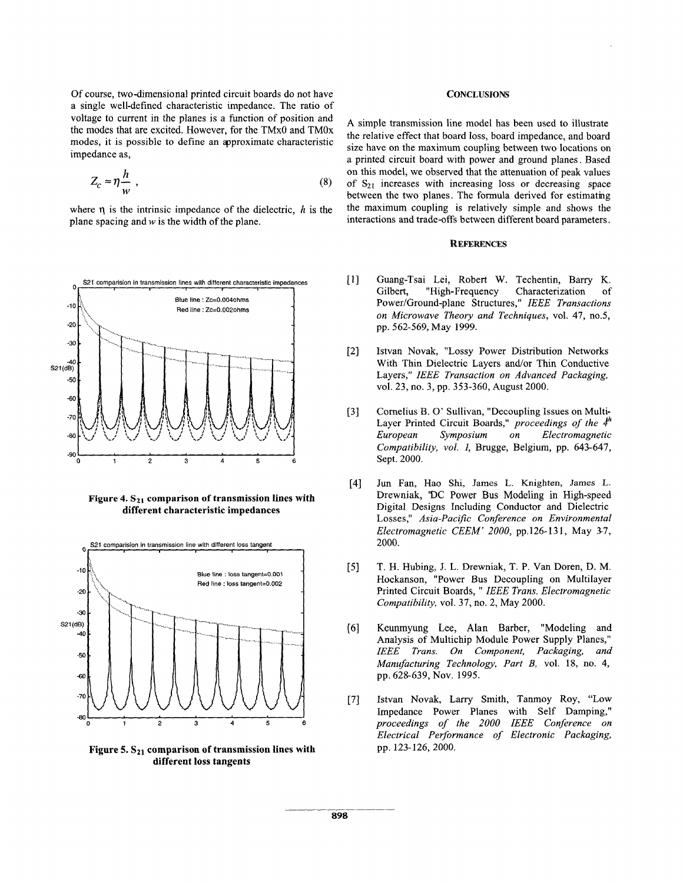Of course, two-dimensional printed circuit boards do not have a single well-defined characteristic impedance. The ratio of voltage to current in the planes is a function of position and the modes that are excited. However, for the TMx0 and TM0x modes, it is possible to define an approximate characteristic impedance as,

$$Z_c \approx \eta \frac{h}{w} , \tag{8}$$

where $\eta$ is the intrinsic impedance of the dielectric, $h$ is the plane spacing and $w$ is the width of the plane.

S21 comparision in transmission lines with different characteristic impedances

Blue line : Zc=0.004ohms

Red line : Zc=0.002ohms

S21(dB)

0
-10
-20
-30
-40
-50
-60
-70
-80
-90

0 1 2 3 4 5 6

**Figure 4. $S_{21}$ comparison of transmission lines with different characteristic impedances**

S21 comparision in transmission line with different loss tangent

Blue line : loss tangent=0.001

Red line : loss tangent=0.002

S21(dB)

0
-10
-20
-30
-40
-50
-60
-70
-80

0 1 2 3 4 5 6

**Figure 5. $S_{21}$ comparison of transmission lines with different loss tangents**

## CONCLUSIONS

A simple transmission line model has been used to illustrate the relative effect that board loss, board impedance, and board size have on the maximum coupling between two locations on a printed circuit board with power and ground planes. Based on this model, we observed that the attenuation of peak values of $S_{21}$ increases with increasing loss or decreasing space between the two planes. The formula derived for estimating the maximum coupling is relatively simple and shows the interactions and trade-offs between different board parameters.

## REFERENCES

[1] Guang-Tsai Lei, Robert W. Techentin, Barry K. Gilbert, "High-Frequency Characterization of Power/Ground-plane Structures," *IEEE Transactions on Microwave Theory and Techniques*, vol. 47, no.5, pp. 562-569, May 1999.

[2] Istvan Novak, "Lossy Power Distribution Networks With Thin Dielectric Layers and/or Thin Conductive Layers," *IEEE Transaction on Advanced Packaging*, vol. 23, no. 3, pp. 353-360, August 2000.

[3] Cornelius B. O' Sullivan, "Decoupling Issues on Multi-Layer Printed Circuit Boards," *proceedings of the 4th European Symposium on Electromagnetic Compatibility, vol. 1*, Brugge, Belgium, pp. 643-647, Sept. 2000.

[4] Jun Fan, Hao Shi, James L. Knighten, James L. Drewniak, "DC Power Bus Modeling in High-speed Digital Designs Including Conductor and Dielectric Losses," *Asia-Pacific Conference on Environmental Electromagnetic CEEM' 2000*, pp.126-131, May 3-7, 2000.

[5] T. H. Hubing, J. L. Drewniak, T. P. Van Doren, D. M. Hockanson, "Power Bus Decoupling on Multilayer Printed Circuit Boards, " *IEEE Trans. Electromagnetic Compatibility*, vol. 37, no. 2, May 2000.

[6] Keunmyung Lee, Alan Barber, "Modeling and Analysis of Multichip Module Power Supply Planes," *IEEE Trans. On Component, Packaging, and Manufacturing Technology, Part B*, vol. 18, no. 4, pp. 628-639, Nov. 1995.

[7] Istvan Novak, Larry Smith, Tanmoy Roy, "Low Impedance Power Planes with Self Damping," *proceedings of the 2000 IEEE Conference on Electrical Performance of Electronic Packaging*, pp. 123-126, 2000.